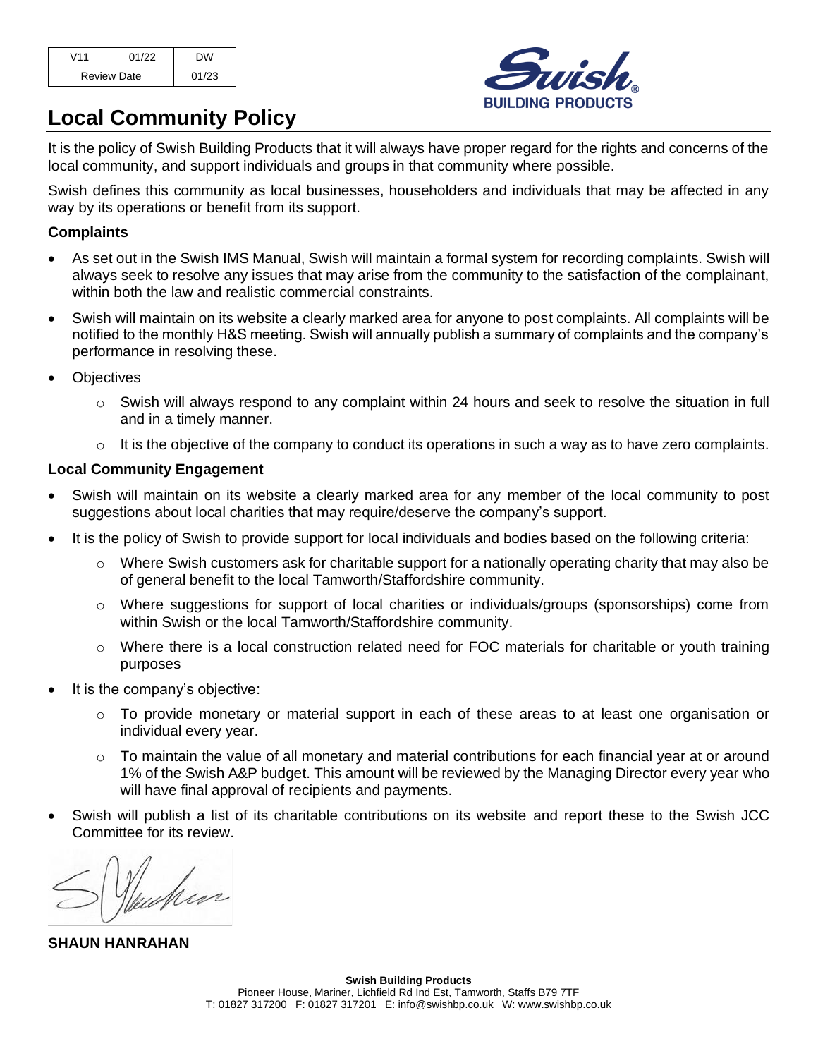| V11 | 01/22 | DW |
| --- | --- | --- |
| Review Date | | 01/23 |

# Local Community Policy

It is the policy of Swish Building Products that it will always have proper regard for the rights and concerns of the local community, and support individuals and groups in that community where possible.

Swish defines this community as local businesses, householders and individuals that may be affected in any way by its operations or benefit from its support.

### Complaints

- As set out in the Swish IMS Manual, Swish will maintain a formal system for recording complaints. Swish will always seek to resolve any issues that may arise from the community to the satisfaction of the complainant, within both the law and realistic commercial constraints.
- Swish will maintain on its website a clearly marked area for anyone to post complaints. All complaints will be notified to the monthly H&S meeting. Swish will annually publish a summary of complaints and the company's performance in resolving these.
- Objectives
    - Swish will always respond to any complaint within 24 hours and seek to resolve the situation in full and in a timely manner.
    - It is the objective of the company to conduct its operations in such a way as to have zero complaints.

### Local Community Engagement

- Swish will maintain on its website a clearly marked area for any member of the local community to post suggestions about local charities that may require/deserve the company's support.
- It is the policy of Swish to provide support for local individuals and bodies based on the following criteria:
    - Where Swish customers ask for charitable support for a nationally operating charity that may also be of general benefit to the local Tamworth/Staffordshire community.
    - Where suggestions for support of local charities or individuals/groups (sponsorships) come from within Swish or the local Tamworth/Staffordshire community.
    - Where there is a local construction related need for FOC materials for charitable or youth training purposes
- It is the company's objective:
    - To provide monetary or material support in each of these areas to at least one organisation or individual every year.
    - To maintain the value of all monetary and material contributions for each financial year at or around 1% of the Swish A&P budget. This amount will be reviewed by the Managing Director every year who will have final approval of recipients and payments.
- Swish will publish a list of its charitable contributions on its website and report these to the Swish JCC Committee for its review.

**SHAUN HANRAHAN**

**Swish Building Products**
Pioneer House, Mariner, Lichfield Rd Ind Est, Tamworth, Staffs B79 7TF
T: 01827 317200 F: 01827 317201 E: info@swishbp.co.uk W: www.swishbp.co.uk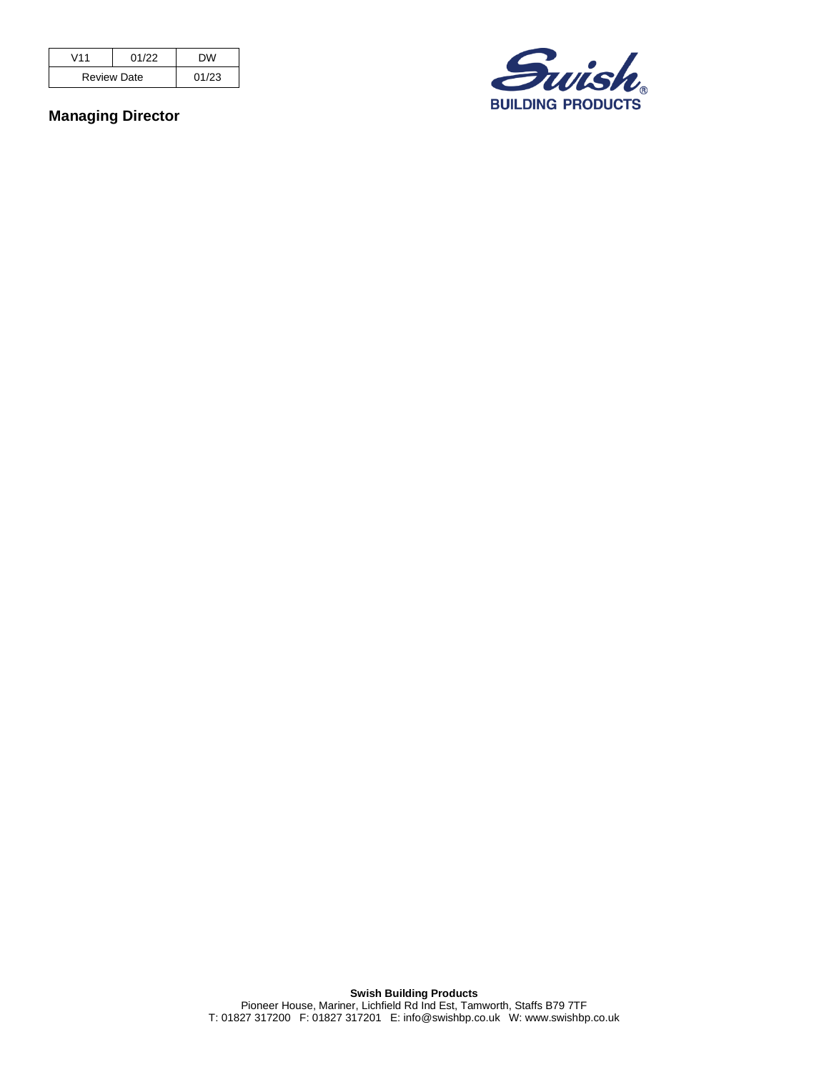| | | |
|---|---|---|
| V11 | 01/22 | DW |
| Review Date | | 01/23 |

**Managing Director**

**Swish Building Products**
Pioneer House, Mariner, Lichfield Rd Ind Est, Tamworth, Staffs B79 7TF
T: 01827 317200 F: 01827 317201 E: info@swishbp.co.uk W: www.swishbp.co.uk